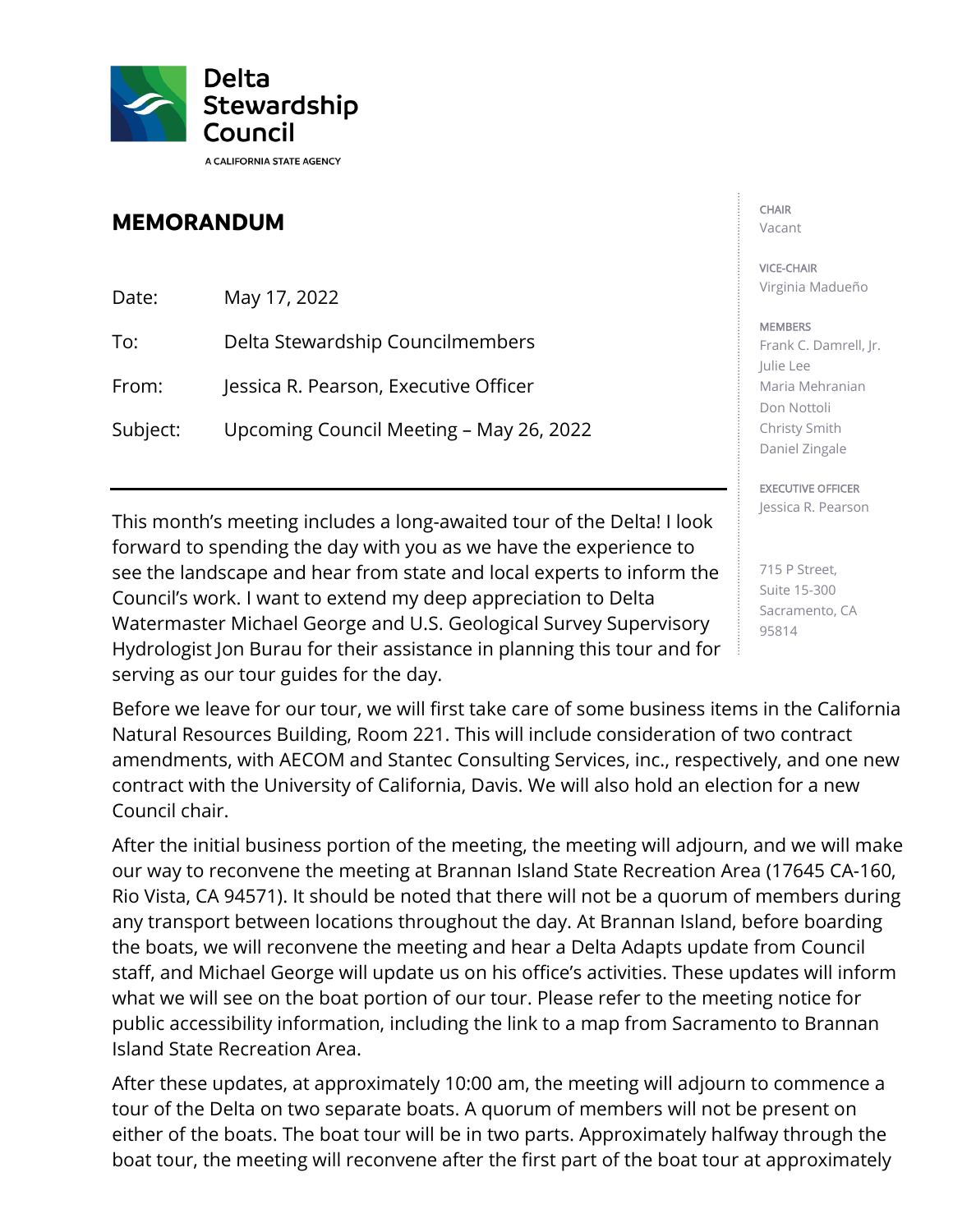Delta Stewardship Council

A CALIFORNIA STATE AGENCY

## MEMORANDUM

| | |
|---|---|
| Date: | May 17, 2022 |
| To: | Delta Stewardship Councilmembers |
| From: | Jessica R. Pearson, Executive Officer |
| Subject: | Upcoming Council Meeting – May 26, 2022 |

CHAIR
Vacant

VICE-CHAIR
Virginia Madueño

MEMBERS
Frank C. Damrell, Jr.
Julie Lee
Maria Mehranian
Don Nottoli
Christy Smith
Daniel Zingale

EXECUTIVE OFFICER
Jessica R. Pearson

715 P Street,
Suite 15-300
Sacramento, CA
95814

---

This month's meeting includes a long-awaited tour of the Delta! I look forward to spending the day with you as we have the experience to see the landscape and hear from state and local experts to inform the Council's work. I want to extend my deep appreciation to Delta Watermaster Michael George and U.S. Geological Survey Supervisory Hydrologist Jon Burau for their assistance in planning this tour and for serving as our tour guides for the day.

Before we leave for our tour, we will first take care of some business items in the California Natural Resources Building, Room 221. This will include consideration of two contract amendments, with AECOM and Stantec Consulting Services, inc., respectively, and one new contract with the University of California, Davis. We will also hold an election for a new Council chair.

After the initial business portion of the meeting, the meeting will adjourn, and we will make our way to reconvene the meeting at Brannan Island State Recreation Area (17645 CA-160, Rio Vista, CA 94571). It should be noted that there will not be a quorum of members during any transport between locations throughout the day. At Brannan Island, before boarding the boats, we will reconvene the meeting and hear a Delta Adapts update from Council staff, and Michael George will update us on his office's activities. These updates will inform what we will see on the boat portion of our tour. Please refer to the meeting notice for public accessibility information, including the link to a map from Sacramento to Brannan Island State Recreation Area.

After these updates, at approximately 10:00 am, the meeting will adjourn to commence a tour of the Delta on two separate boats. A quorum of members will not be present on either of the boats. The boat tour will be in two parts. Approximately halfway through the boat tour, the meeting will reconvene after the first part of the boat tour at approximately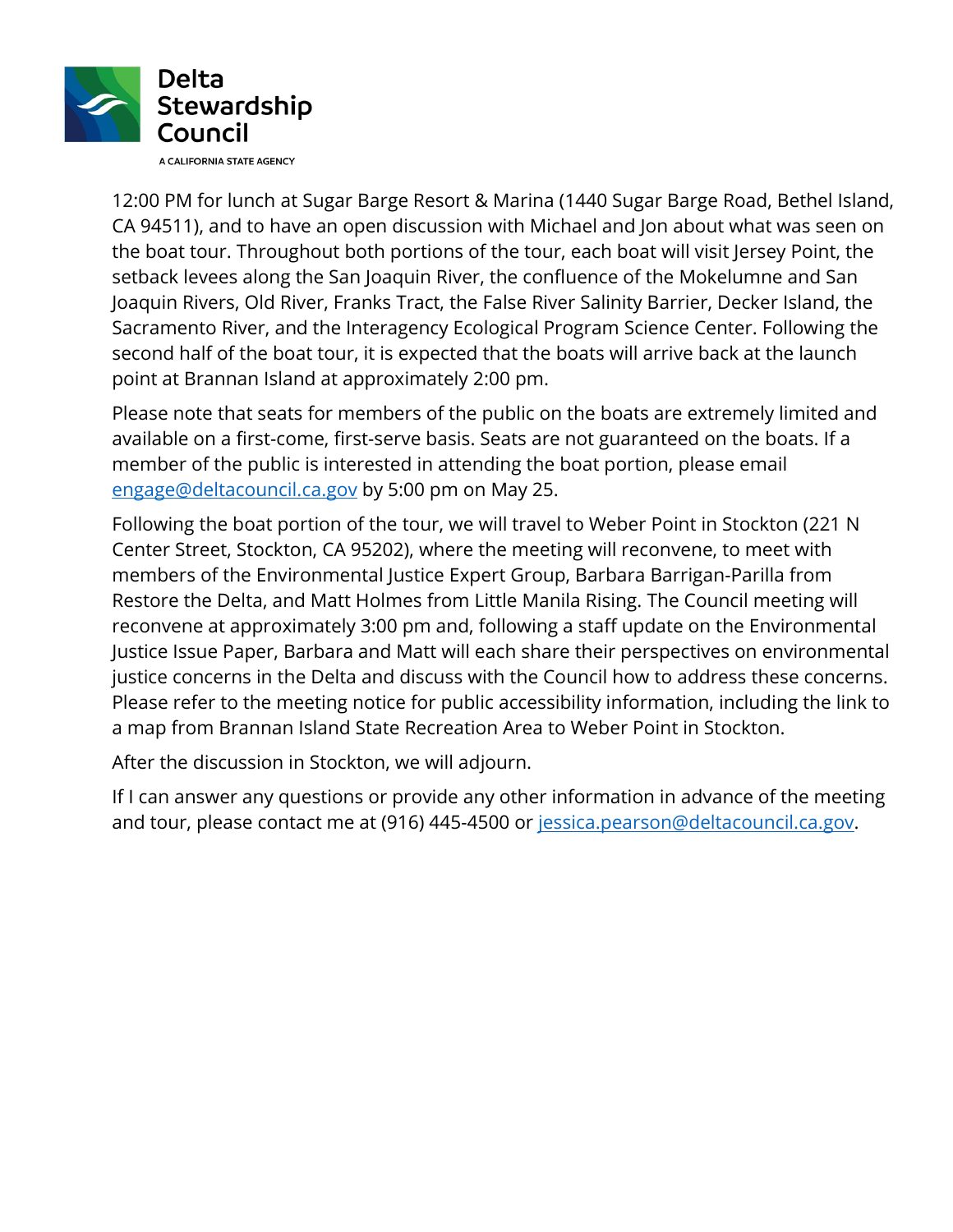12:00 PM for lunch at Sugar Barge Resort & Marina (1440 Sugar Barge Road, Bethel Island, CA 94511), and to have an open discussion with Michael and Jon about what was seen on the boat tour. Throughout both portions of the tour, each boat will visit Jersey Point, the setback levees along the San Joaquin River, the confluence of the Mokelumne and San Joaquin Rivers, Old River, Franks Tract, the False River Salinity Barrier, Decker Island, the Sacramento River, and the Interagency Ecological Program Science Center. Following the second half of the boat tour, it is expected that the boats will arrive back at the launch point at Brannan Island at approximately 2:00 pm.

Please note that seats for members of the public on the boats are extremely limited and available on a first-come, first-serve basis. Seats are not guaranteed on the boats. If a member of the public is interested in attending the boat portion, please email engage@deltacouncil.ca.gov by 5:00 pm on May 25.

Following the boat portion of the tour, we will travel to Weber Point in Stockton (221 N Center Street, Stockton, CA 95202), where the meeting will reconvene, to meet with members of the Environmental Justice Expert Group, Barbara Barrigan-Parilla from Restore the Delta, and Matt Holmes from Little Manila Rising. The Council meeting will reconvene at approximately 3:00 pm and, following a staff update on the Environmental Justice Issue Paper, Barbara and Matt will each share their perspectives on environmental justice concerns in the Delta and discuss with the Council how to address these concerns. Please refer to the meeting notice for public accessibility information, including the link to a map from Brannan Island State Recreation Area to Weber Point in Stockton.

After the discussion in Stockton, we will adjourn.

If I can answer any questions or provide any other information in advance of the meeting and tour, please contact me at (916) 445-4500 or jessica.pearson@deltacouncil.ca.gov.